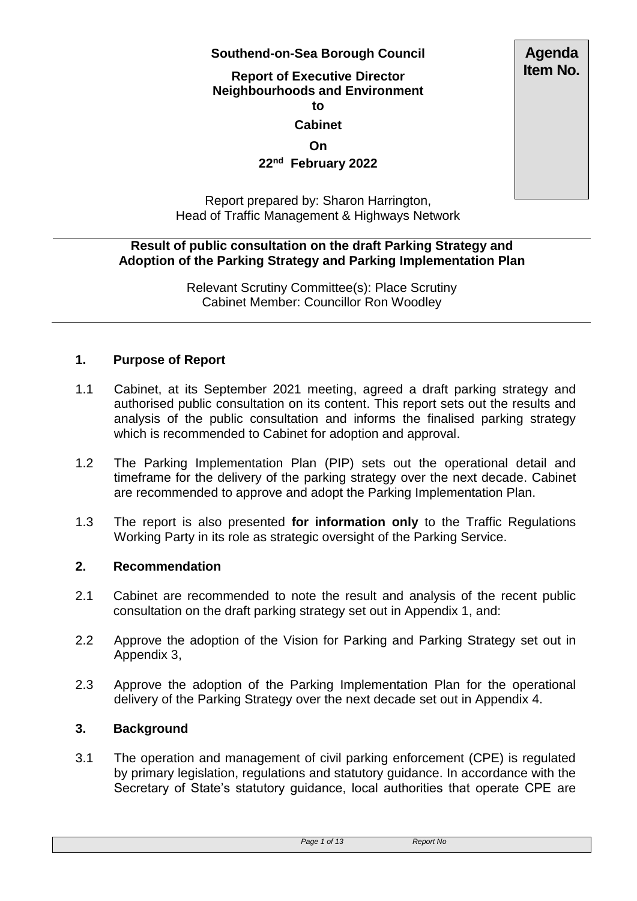**Southend-on-Sea Borough Council**

**Report of Executive Director Neighbourhoods and Environment**
**to**
**Cabinet**
**On**
**22nd February 2022**

**Agenda Item No.**

Report prepared by: Sharon Harrington,
Head of Traffic Management & Highways Network

**Result of public consultation on the draft Parking Strategy and Adoption of the Parking Strategy and Parking Implementation Plan**

Relevant Scrutiny Committee(s): Place Scrutiny
Cabinet Member: Councillor Ron Woodley

## 1. Purpose of Report

1.1 Cabinet, at its September 2021 meeting, agreed a draft parking strategy and authorised public consultation on its content. This report sets out the results and analysis of the public consultation and informs the finalised parking strategy which is recommended to Cabinet for adoption and approval.

1.2 The Parking Implementation Plan (PIP) sets out the operational detail and timeframe for the delivery of the parking strategy over the next decade. Cabinet are recommended to approve and adopt the Parking Implementation Plan.

1.3 The report is also presented **for information only** to the Traffic Regulations Working Party in its role as strategic oversight of the Parking Service.

## 2. Recommendation

2.1 Cabinet are recommended to note the result and analysis of the recent public consultation on the draft parking strategy set out in Appendix 1, and:

2.2 Approve the adoption of the Vision for Parking and Parking Strategy set out in Appendix 3,

2.3 Approve the adoption of the Parking Implementation Plan for the operational delivery of the Parking Strategy over the next decade set out in Appendix 4.

## 3. Background

3.1 The operation and management of civil parking enforcement (CPE) is regulated by primary legislation, regulations and statutory guidance. In accordance with the Secretary of State's statutory guidance, local authorities that operate CPE are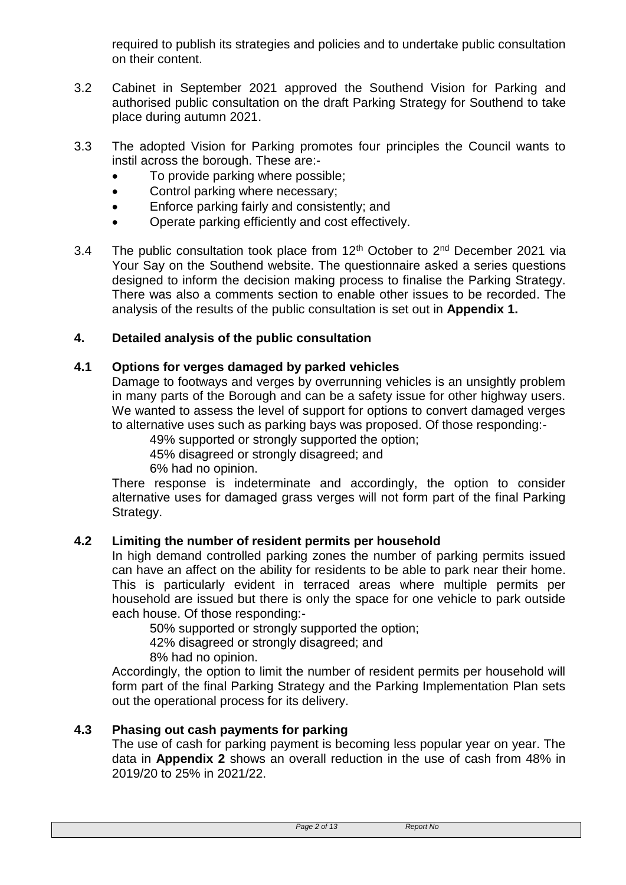required to publish its strategies and policies and to undertake public consultation on their content.

3.2 Cabinet in September 2021 approved the Southend Vision for Parking and authorised public consultation on the draft Parking Strategy for Southend to take place during autumn 2021.

3.3 The adopted Vision for Parking promotes four principles the Council wants to instil across the borough. These are:-

- To provide parking where possible;
- Control parking where necessary;
- Enforce parking fairly and consistently; and
- Operate parking efficiently and cost effectively.

3.4 The public consultation took place from 12th October to 2nd December 2021 via Your Say on the Southend website. The questionnaire asked a series questions designed to inform the decision making process to finalise the Parking Strategy. There was also a comments section to enable other issues to be recorded. The analysis of the results of the public consultation is set out in **Appendix 1.**

## 4. Detailed analysis of the public consultation

### 4.1 Options for verges damaged by parked vehicles

Damage to footways and verges by overrunning vehicles is an unsightly problem in many parts of the Borough and can be a safety issue for other highway users. We wanted to assess the level of support for options to convert damaged verges to alternative uses such as parking bays was proposed. Of those responding:-

49% supported or strongly supported the option;
45% disagreed or strongly disagreed; and
6% had no opinion.

There response is indeterminate and accordingly, the option to consider alternative uses for damaged grass verges will not form part of the final Parking Strategy.

### 4.2 Limiting the number of resident permits per household

In high demand controlled parking zones the number of parking permits issued can have an affect on the ability for residents to be able to park near their home. This is particularly evident in terraced areas where multiple permits per household are issued but there is only the space for one vehicle to park outside each house. Of those responding:-

50% supported or strongly supported the option;
42% disagreed or strongly disagreed; and
8% had no opinion.

Accordingly, the option to limit the number of resident permits per household will form part of the final Parking Strategy and the Parking Implementation Plan sets out the operational process for its delivery.

### 4.3 Phasing out cash payments for parking

The use of cash for parking payment is becoming less popular year on year. The data in **Appendix 2** shows an overall reduction in the use of cash from 48% in 2019/20 to 25% in 2021/22.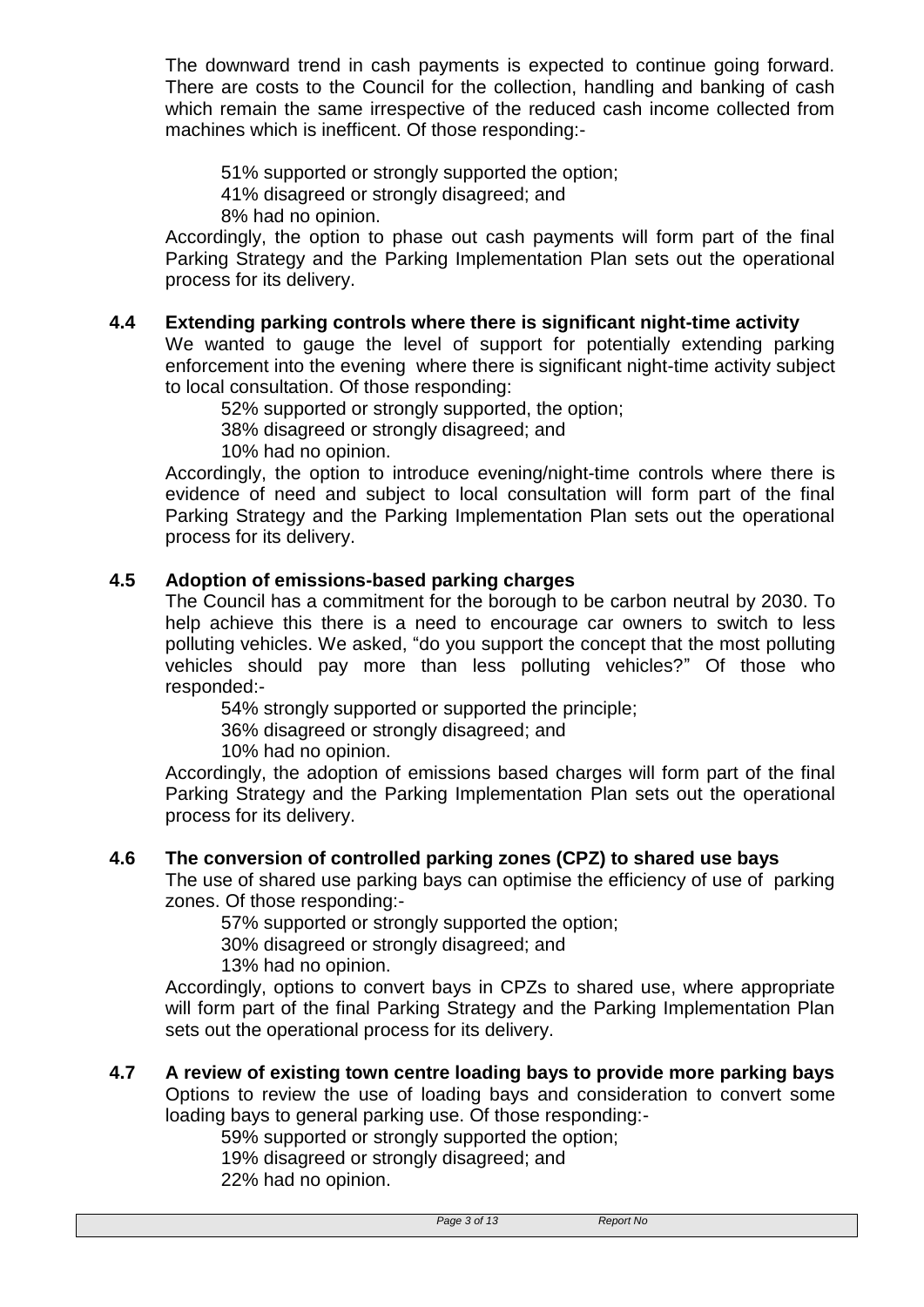The downward trend in cash payments is expected to continue going forward. There are costs to the Council for the collection, handling and banking of cash which remain the same irrespective of the reduced cash income collected from machines which is inefficent. Of those responding:-

- 51% supported or strongly supported the option;
- 41% disagreed or strongly disagreed; and
- 8% had no opinion.

Accordingly, the option to phase out cash payments will form part of the final Parking Strategy and the Parking Implementation Plan sets out the operational process for its delivery.

### 4.4 Extending parking controls where there is significant night-time activity

We wanted to gauge the level of support for potentially extending parking enforcement into the evening where there is significant night-time activity subject to local consultation. Of those responding:

- 52% supported or strongly supported, the option;
- 38% disagreed or strongly disagreed; and
- 10% had no opinion.

Accordingly, the option to introduce evening/night-time controls where there is evidence of need and subject to local consultation will form part of the final Parking Strategy and the Parking Implementation Plan sets out the operational process for its delivery.

### 4.5 Adoption of emissions-based parking charges

The Council has a commitment for the borough to be carbon neutral by 2030. To help achieve this there is a need to encourage car owners to switch to less polluting vehicles. We asked, "do you support the concept that the most polluting vehicles should pay more than less polluting vehicles?" Of those who responded:-

- 54% strongly supported or supported the principle;
- 36% disagreed or strongly disagreed; and
- 10% had no opinion.

Accordingly, the adoption of emissions based charges will form part of the final Parking Strategy and the Parking Implementation Plan sets out the operational process for its delivery.

### 4.6 The conversion of controlled parking zones (CPZ) to shared use bays

The use of shared use parking bays can optimise the efficiency of use of parking zones. Of those responding:-

- 57% supported or strongly supported the option;
- 30% disagreed or strongly disagreed; and
- 13% had no opinion.

Accordingly, options to convert bays in CPZs to shared use, where appropriate will form part of the final Parking Strategy and the Parking Implementation Plan sets out the operational process for its delivery.

### 4.7 A review of existing town centre loading bays to provide more parking bays

Options to review the use of loading bays and consideration to convert some loading bays to general parking use. Of those responding:-

- 59% supported or strongly supported the option;
- 19% disagreed or strongly disagreed; and
- 22% had no opinion.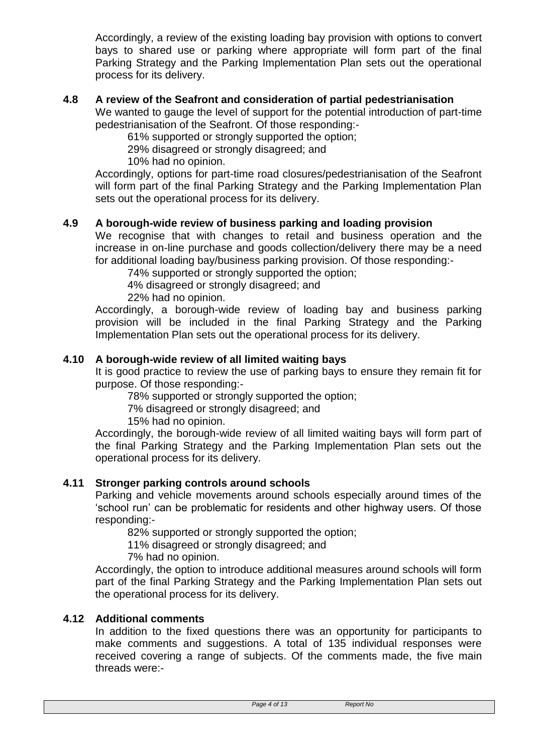Accordingly, a review of the existing loading bay provision with options to convert bays to shared use or parking where appropriate will form part of the final Parking Strategy and the Parking Implementation Plan sets out the operational process for its delivery.

### 4.8 A review of the Seafront and consideration of partial pedestrianisation

We wanted to gauge the level of support for the potential introduction of part-time pedestrianisation of the Seafront. Of those responding:-

- 61% supported or strongly supported the option;
- 29% disagreed or strongly disagreed; and
- 10% had no opinion.

Accordingly, options for part-time road closures/pedestrianisation of the Seafront will form part of the final Parking Strategy and the Parking Implementation Plan sets out the operational process for its delivery.

### 4.9 A borough-wide review of business parking and loading provision

We recognise that with changes to retail and business operation and the increase in on-line purchase and goods collection/delivery there may be a need for additional loading bay/business parking provision. Of those responding:-

- 74% supported or strongly supported the option;
- 4% disagreed or strongly disagreed; and
- 22% had no opinion.

Accordingly, a borough-wide review of loading bay and business parking provision will be included in the final Parking Strategy and the Parking Implementation Plan sets out the operational process for its delivery.

### 4.10 A borough-wide review of all limited waiting bays

It is good practice to review the use of parking bays to ensure they remain fit for purpose. Of those responding:-

- 78% supported or strongly supported the option;
- 7% disagreed or strongly disagreed; and
- 15% had no opinion.

Accordingly, the borough-wide review of all limited waiting bays will form part of the final Parking Strategy and the Parking Implementation Plan sets out the operational process for its delivery.

### 4.11 Stronger parking controls around schools

Parking and vehicle movements around schools especially around times of the 'school run' can be problematic for residents and other highway users. Of those responding:-

- 82% supported or strongly supported the option;
- 11% disagreed or strongly disagreed; and
- 7% had no opinion.

Accordingly, the option to introduce additional measures around schools will form part of the final Parking Strategy and the Parking Implementation Plan sets out the operational process for its delivery.

### 4.12 Additional comments

In addition to the fixed questions there was an opportunity for participants to make comments and suggestions. A total of 135 individual responses were received covering a range of subjects. Of the comments made, the five main threads were:-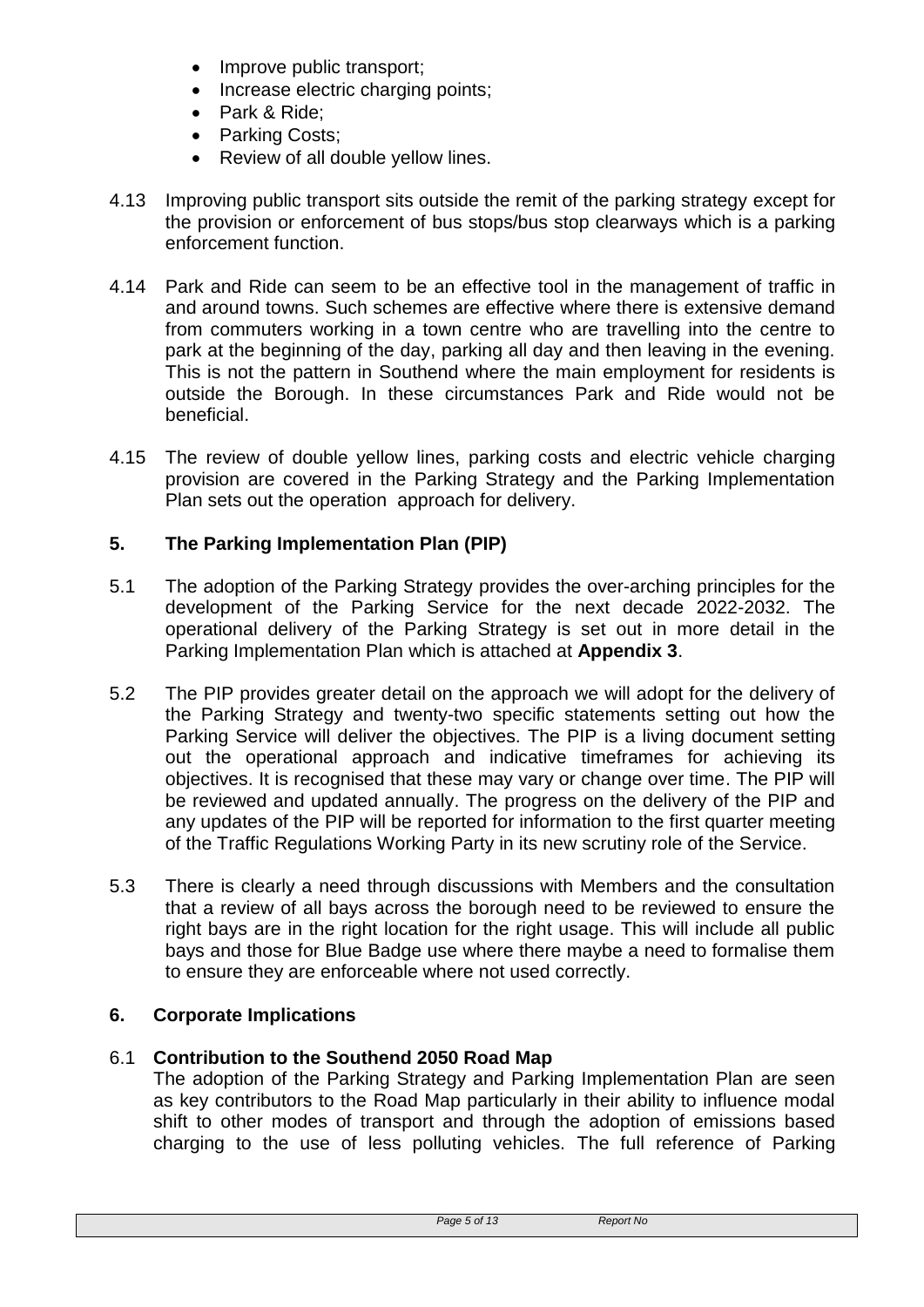- Improve public transport;
- Increase electric charging points;
- Park & Ride;
- Parking Costs;
- Review of all double yellow lines.

4.13 Improving public transport sits outside the remit of the parking strategy except for the provision or enforcement of bus stops/bus stop clearways which is a parking enforcement function.

4.14 Park and Ride can seem to be an effective tool in the management of traffic in and around towns. Such schemes are effective where there is extensive demand from commuters working in a town centre who are travelling into the centre to park at the beginning of the day, parking all day and then leaving in the evening. This is not the pattern in Southend where the main employment for residents is outside the Borough. In these circumstances Park and Ride would not be beneficial.

4.15 The review of double yellow lines, parking costs and electric vehicle charging provision are covered in the Parking Strategy and the Parking Implementation Plan sets out the operation approach for delivery.

## 5. The Parking Implementation Plan (PIP)

5.1 The adoption of the Parking Strategy provides the over-arching principles for the development of the Parking Service for the next decade 2022-2032. The operational delivery of the Parking Strategy is set out in more detail in the Parking Implementation Plan which is attached at **Appendix 3**.

5.2 The PIP provides greater detail on the approach we will adopt for the delivery of the Parking Strategy and twenty-two specific statements setting out how the Parking Service will deliver the objectives. The PIP is a living document setting out the operational approach and indicative timeframes for achieving its objectives. It is recognised that these may vary or change over time. The PIP will be reviewed and updated annually. The progress on the delivery of the PIP and any updates of the PIP will be reported for information to the first quarter meeting of the Traffic Regulations Working Party in its new scrutiny role of the Service.

5.3 There is clearly a need through discussions with Members and the consultation that a review of all bays across the borough need to be reviewed to ensure the right bays are in the right location for the right usage. This will include all public bays and those for Blue Badge use where there maybe a need to formalise them to ensure they are enforceable where not used correctly.

## 6. Corporate Implications

### 6.1 Contribution to the Southend 2050 Road Map

The adoption of the Parking Strategy and Parking Implementation Plan are seen as key contributors to the Road Map particularly in their ability to influence modal shift to other modes of transport and through the adoption of emissions based charging to the use of less polluting vehicles. The full reference of Parking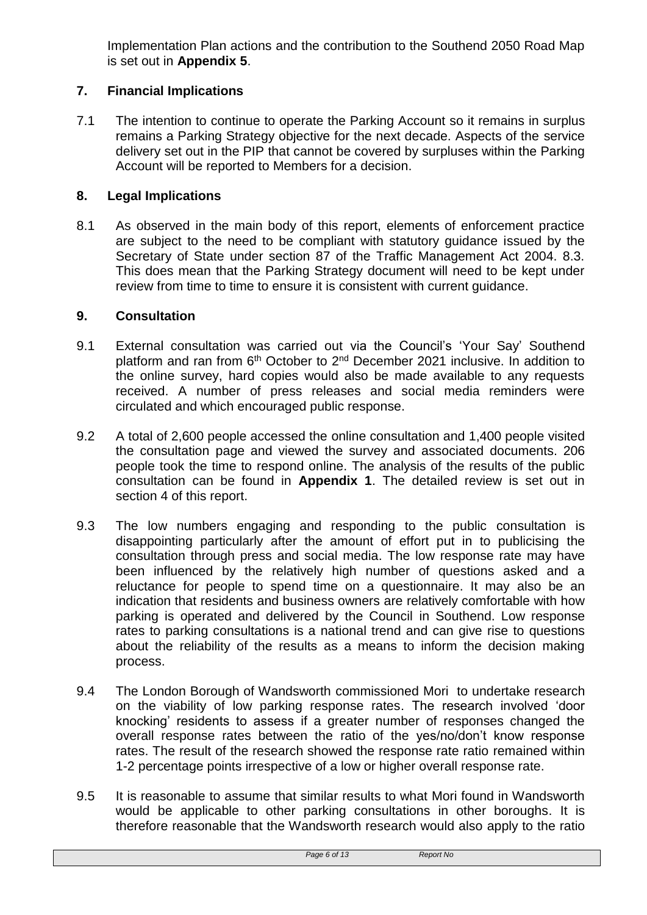Implementation Plan actions and the contribution to the Southend 2050 Road Map is set out in **Appendix 5**.

## 7. Financial Implications

7.1 The intention to continue to operate the Parking Account so it remains in surplus remains a Parking Strategy objective for the next decade. Aspects of the service delivery set out in the PIP that cannot be covered by surpluses within the Parking Account will be reported to Members for a decision.

## 8. Legal Implications

8.1 As observed in the main body of this report, elements of enforcement practice are subject to the need to be compliant with statutory guidance issued by the Secretary of State under section 87 of the Traffic Management Act 2004. 8.3. This does mean that the Parking Strategy document will need to be kept under review from time to time to ensure it is consistent with current guidance.

## 9. Consultation

9.1 External consultation was carried out via the Council's 'Your Say' Southend platform and ran from 6th October to 2nd December 2021 inclusive. In addition to the online survey, hard copies would also be made available to any requests received. A number of press releases and social media reminders were circulated and which encouraged public response.

9.2 A total of 2,600 people accessed the online consultation and 1,400 people visited the consultation page and viewed the survey and associated documents. 206 people took the time to respond online. The analysis of the results of the public consultation can be found in **Appendix 1**. The detailed review is set out in section 4 of this report.

9.3 The low numbers engaging and responding to the public consultation is disappointing particularly after the amount of effort put in to publicising the consultation through press and social media. The low response rate may have been influenced by the relatively high number of questions asked and a reluctance for people to spend time on a questionnaire. It may also be an indication that residents and business owners are relatively comfortable with how parking is operated and delivered by the Council in Southend. Low response rates to parking consultations is a national trend and can give rise to questions about the reliability of the results as a means to inform the decision making process.

9.4 The London Borough of Wandsworth commissioned Mori to undertake research on the viability of low parking response rates. The research involved 'door knocking' residents to assess if a greater number of responses changed the overall response rates between the ratio of the yes/no/don't know response rates. The result of the research showed the response rate ratio remained within 1-2 percentage points irrespective of a low or higher overall response rate.

9.5 It is reasonable to assume that similar results to what Mori found in Wandsworth would be applicable to other parking consultations in other boroughs. It is therefore reasonable that the Wandsworth research would also apply to the ratio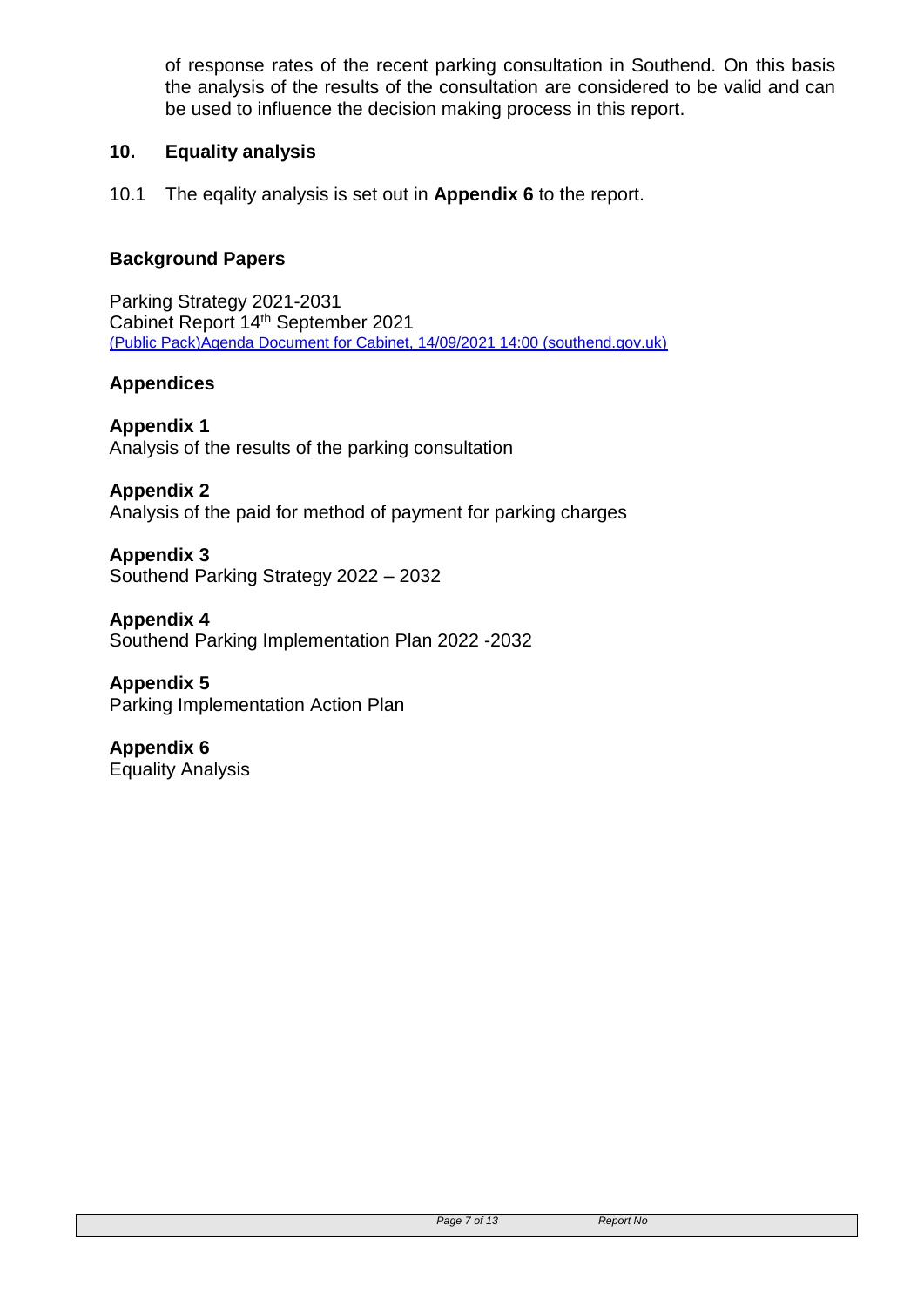of response rates of the recent parking consultation in Southend. On this basis the analysis of the results of the consultation are considered to be valid and can be used to influence the decision making process in this report.

## 10. Equality analysis

10.1 The eqality analysis is set out in **Appendix 6** to the report.

### Background Papers

Parking Strategy 2021-2031
Cabinet Report 14th September 2021
[(Public Pack)Agenda Document for Cabinet, 14/09/2021 14:00 (southend.gov.uk)]

### Appendices

**Appendix 1**
Analysis of the results of the parking consultation

**Appendix 2**
Analysis of the paid for method of payment for parking charges

**Appendix 3**
Southend Parking Strategy 2022 – 2032

**Appendix 4**
Southend Parking Implementation Plan 2022 -2032

**Appendix 5**
Parking Implementation Action Plan

**Appendix 6**
Equality Analysis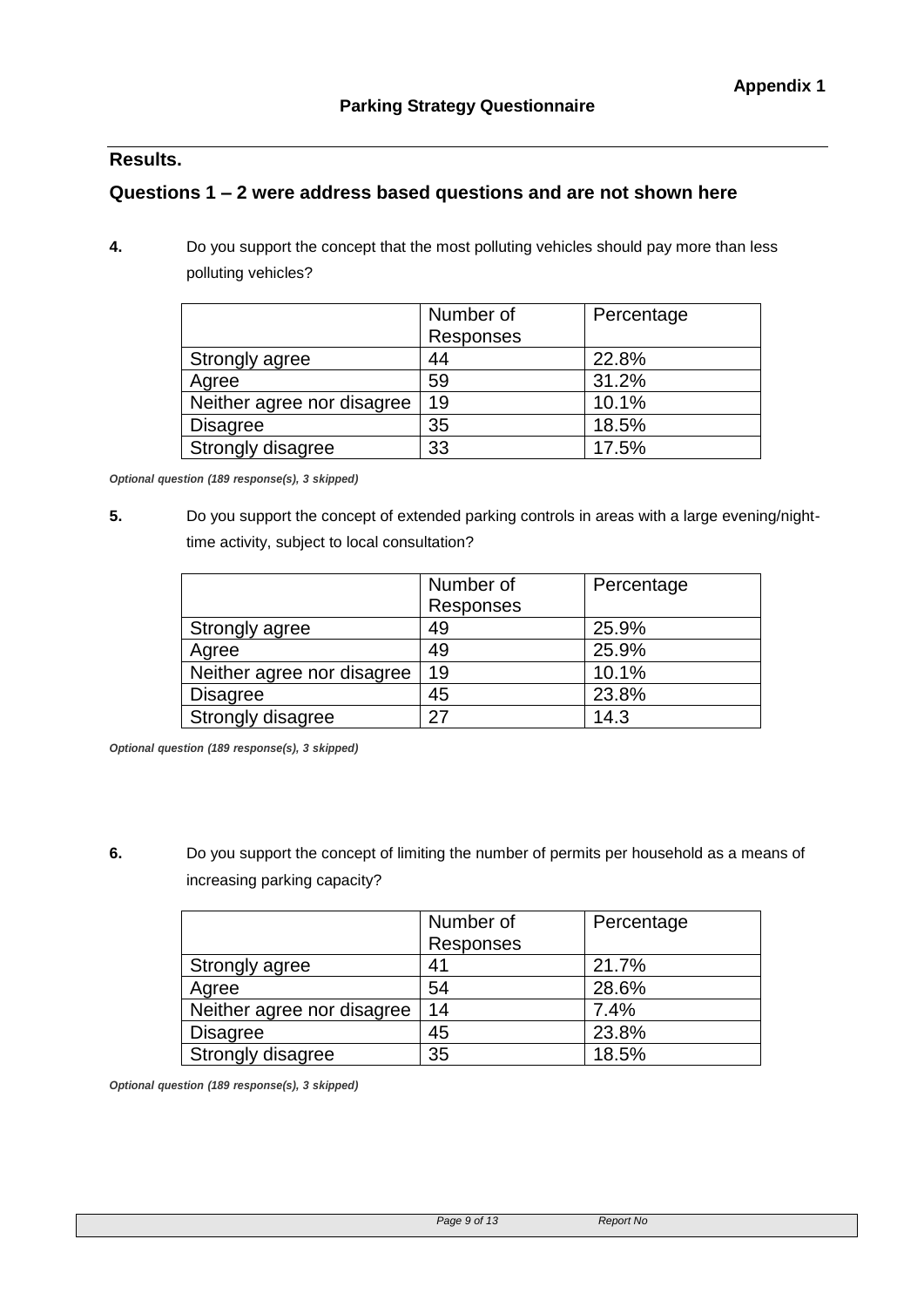**Appendix 1**

**Parking Strategy Questionnaire**

## Results.

### Questions 1 – 2 were address based questions and are not shown here

**4.** Do you support the concept that the most polluting vehicles should pay more than less polluting vehicles?

| | Number of Responses | Percentage |
|---|---|---|
| Strongly agree | 44 | 22.8% |
| Agree | 59 | 31.2% |
| Neither agree nor disagree | 19 | 10.1% |
| Disagree | 35 | 18.5% |
| Strongly disagree | 33 | 17.5% |

***Optional question (189 response(s), 3 skipped)***

**5.** Do you support the concept of extended parking controls in areas with a large evening/night-time activity, subject to local consultation?

| | Number of Responses | Percentage |
|---|---|---|
| Strongly agree | 49 | 25.9% |
| Agree | 49 | 25.9% |
| Neither agree nor disagree | 19 | 10.1% |
| Disagree | 45 | 23.8% |
| Strongly disagree | 27 | 14.3 |

***Optional question (189 response(s), 3 skipped)***

**6.** Do you support the concept of limiting the number of permits per household as a means of increasing parking capacity?

| | Number of Responses | Percentage |
|---|---|---|
| Strongly agree | 41 | 21.7% |
| Agree | 54 | 28.6% |
| Neither agree nor disagree | 14 | 7.4% |
| Disagree | 45 | 23.8% |
| Strongly disagree | 35 | 18.5% |

***Optional question (189 response(s), 3 skipped)***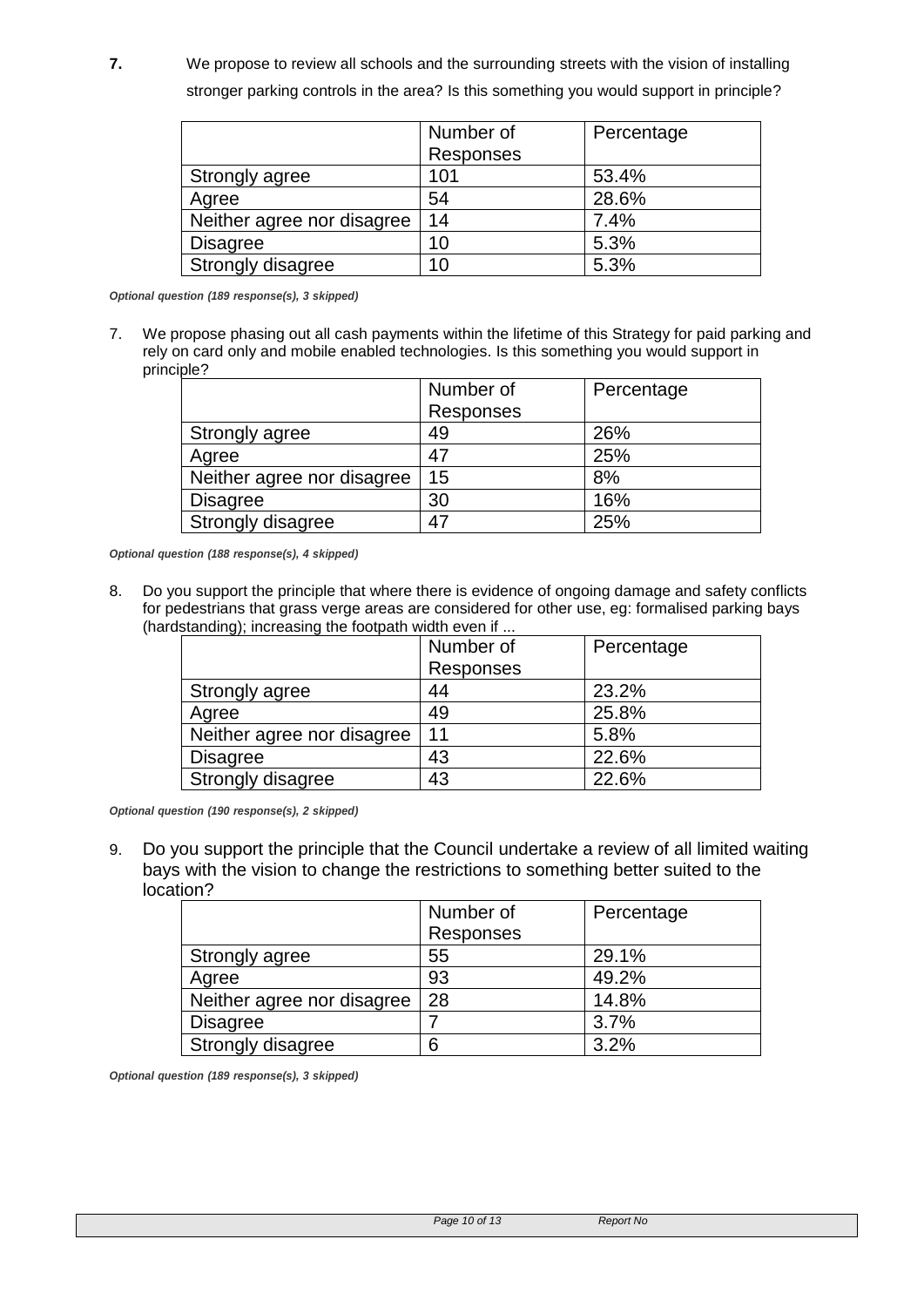**7.** We propose to review all schools and the surrounding streets with the vision of installing stronger parking controls in the area? Is this something you would support in principle?

| | Number of Responses | Percentage |
|---|---|---|
| Strongly agree | 101 | 53.4% |
| Agree | 54 | 28.6% |
| Neither agree nor disagree | 14 | 7.4% |
| Disagree | 10 | 5.3% |
| Strongly disagree | 10 | 5.3% |

***Optional question (189 response(s), 3 skipped)***

7. We propose phasing out all cash payments within the lifetime of this Strategy for paid parking and rely on card only and mobile enabled technologies. Is this something you would support in principle?

| | Number of Responses | Percentage |
|---|---|---|
| Strongly agree | 49 | 26% |
| Agree | 47 | 25% |
| Neither agree nor disagree | 15 | 8% |
| Disagree | 30 | 16% |
| Strongly disagree | 47 | 25% |

***Optional question (188 response(s), 4 skipped)***

8. Do you support the principle that where there is evidence of ongoing damage and safety conflicts for pedestrians that grass verge areas are considered for other use, eg: formalised parking bays (hardstanding); increasing the footpath width even if ...

| | Number of Responses | Percentage |
|---|---|---|
| Strongly agree | 44 | 23.2% |
| Agree | 49 | 25.8% |
| Neither agree nor disagree | 11 | 5.8% |
| Disagree | 43 | 22.6% |
| Strongly disagree | 43 | 22.6% |

***Optional question (190 response(s), 2 skipped)***

9. Do you support the principle that the Council undertake a review of all limited waiting bays with the vision to change the restrictions to something better suited to the location?

| | Number of Responses | Percentage |
|---|---|---|
| Strongly agree | 55 | 29.1% |
| Agree | 93 | 49.2% |
| Neither agree nor disagree | 28 | 14.8% |
| Disagree | 7 | 3.7% |
| Strongly disagree | 6 | 3.2% |

***Optional question (189 response(s), 3 skipped)***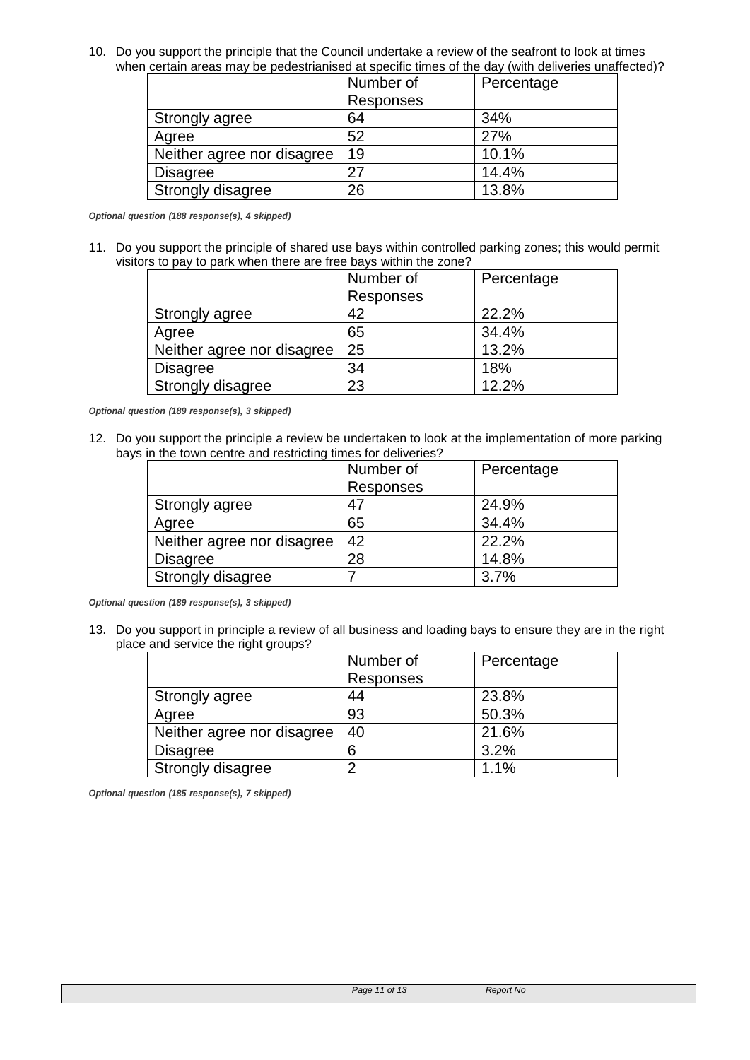10. Do you support the principle that the Council undertake a review of the seafront to look at times when certain areas may be pedestrianised at specific times of the day (with deliveries unaffected)?

| | Number of Responses | Percentage |
|---|---|---|
| Strongly agree | 64 | 34% |
| Agree | 52 | 27% |
| Neither agree nor disagree | 19 | 10.1% |
| Disagree | 27 | 14.4% |
| Strongly disagree | 26 | 13.8% |

***Optional question (188 response(s), 4 skipped)***

11. Do you support the principle of shared use bays within controlled parking zones; this would permit visitors to pay to park when there are free bays within the zone?

| | Number of Responses | Percentage |
|---|---|---|
| Strongly agree | 42 | 22.2% |
| Agree | 65 | 34.4% |
| Neither agree nor disagree | 25 | 13.2% |
| Disagree | 34 | 18% |
| Strongly disagree | 23 | 12.2% |

***Optional question (189 response(s), 3 skipped)***

12. Do you support the principle a review be undertaken to look at the implementation of more parking bays in the town centre and restricting times for deliveries?

| | Number of Responses | Percentage |
|---|---|---|
| Strongly agree | 47 | 24.9% |
| Agree | 65 | 34.4% |
| Neither agree nor disagree | 42 | 22.2% |
| Disagree | 28 | 14.8% |
| Strongly disagree | 7 | 3.7% |

***Optional question (189 response(s), 3 skipped)***

13. Do you support in principle a review of all business and loading bays to ensure they are in the right place and service the right groups?

| | Number of Responses | Percentage |
|---|---|---|
| Strongly agree | 44 | 23.8% |
| Agree | 93 | 50.3% |
| Neither agree nor disagree | 40 | 21.6% |
| Disagree | 6 | 3.2% |
| Strongly disagree | 2 | 1.1% |

***Optional question (185 response(s), 7 skipped)***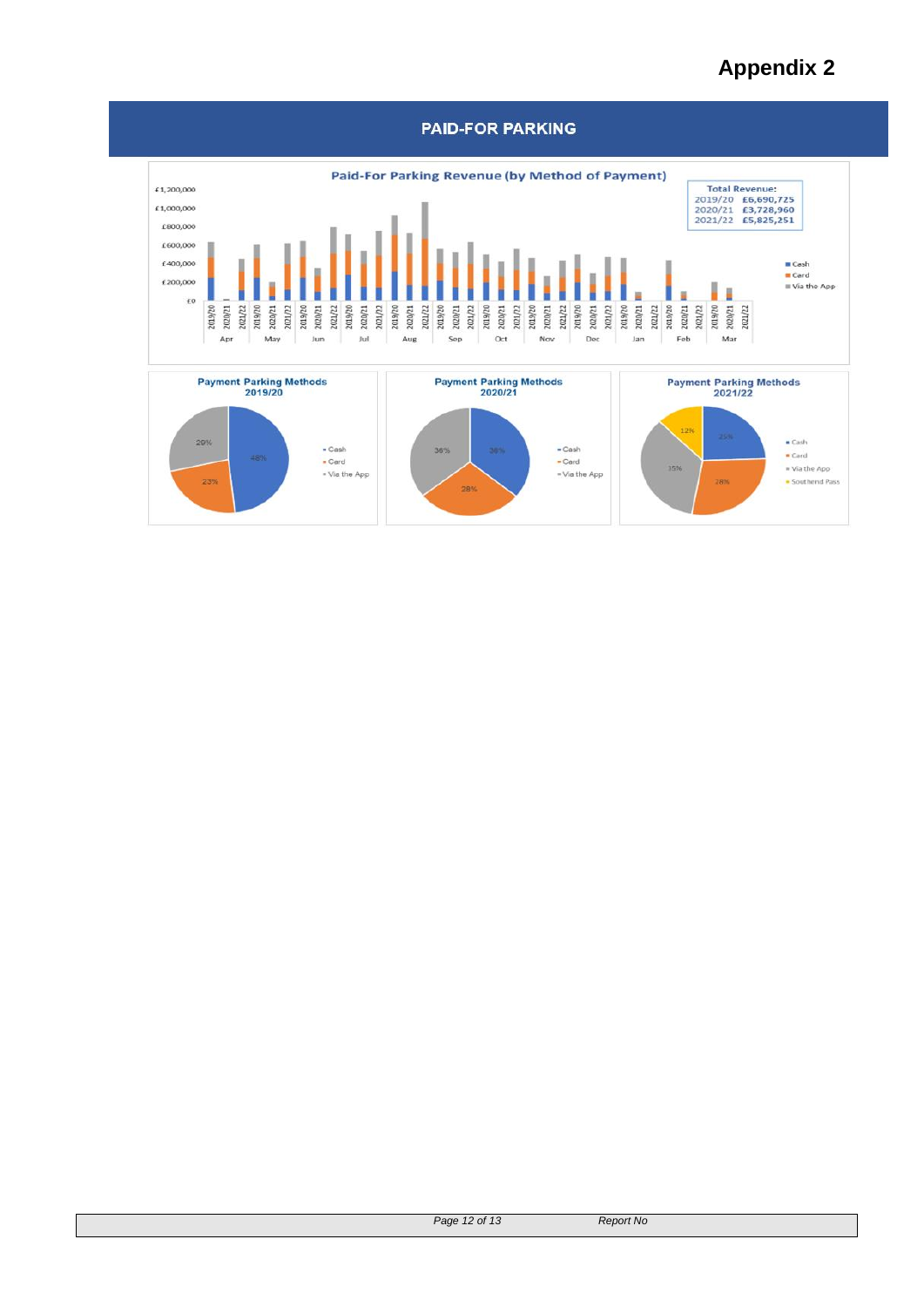# Appendix 2

## PAID-FOR PARKING

**Paid-For Parking Revenue (by Method of Payment)**

Total Revenue:

| Year | Revenue |
|---|---|
| 2019/20 | £6,690,725 |
| 2020/21 | £3,728,960 |
| 2021/22 | £5,825,251 |

Legend: Cash, Card, Via the App

**Payment Parking Methods 2019/20**

- Cash: 48%
- Card: 23%
- Via the App: 29%

**Payment Parking Methods 2020/21**

- Cash: 36%
- Card: 28%
- Via the App: 36%

**Payment Parking Methods 2021/22**

- Cash: 25%
- Card: 28%
- Via the App: 35%
- Southend Pass: 12%

Report No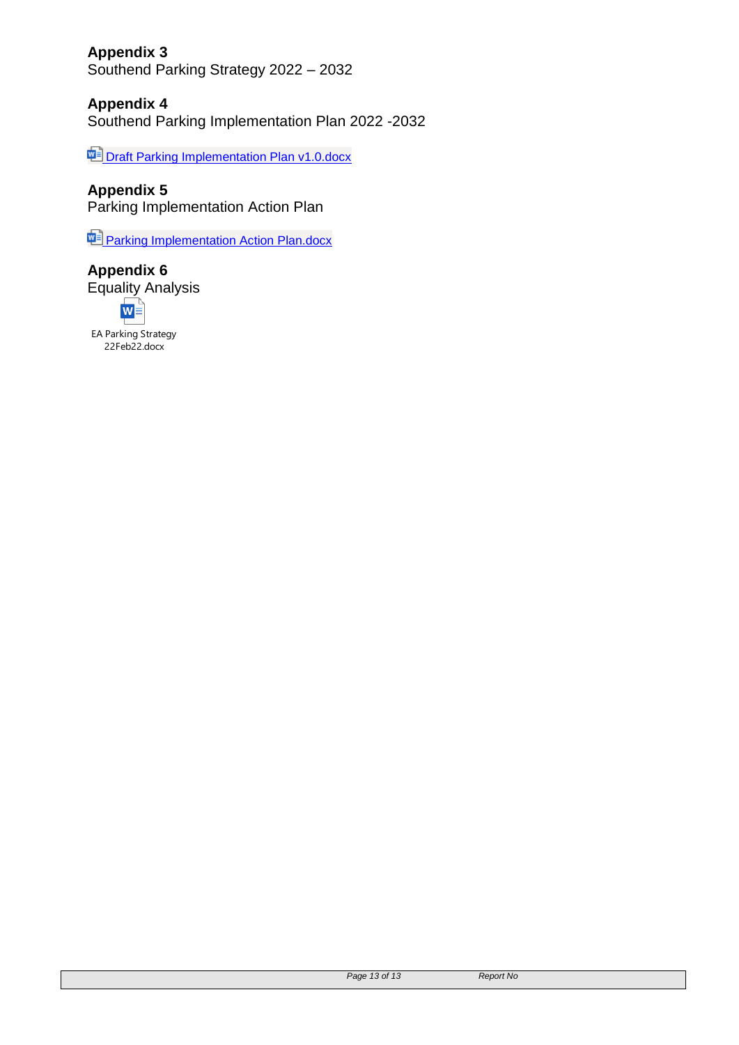**Appendix 3**
Southend Parking Strategy 2022 – 2032

**Appendix 4**
Southend Parking Implementation Plan 2022 -2032

Draft Parking Implementation Plan v1.0.docx

**Appendix 5**
Parking Implementation Action Plan

Parking Implementation Action Plan.docx

**Appendix 6**
Equality Analysis

EA Parking Strategy 22Feb22.docx